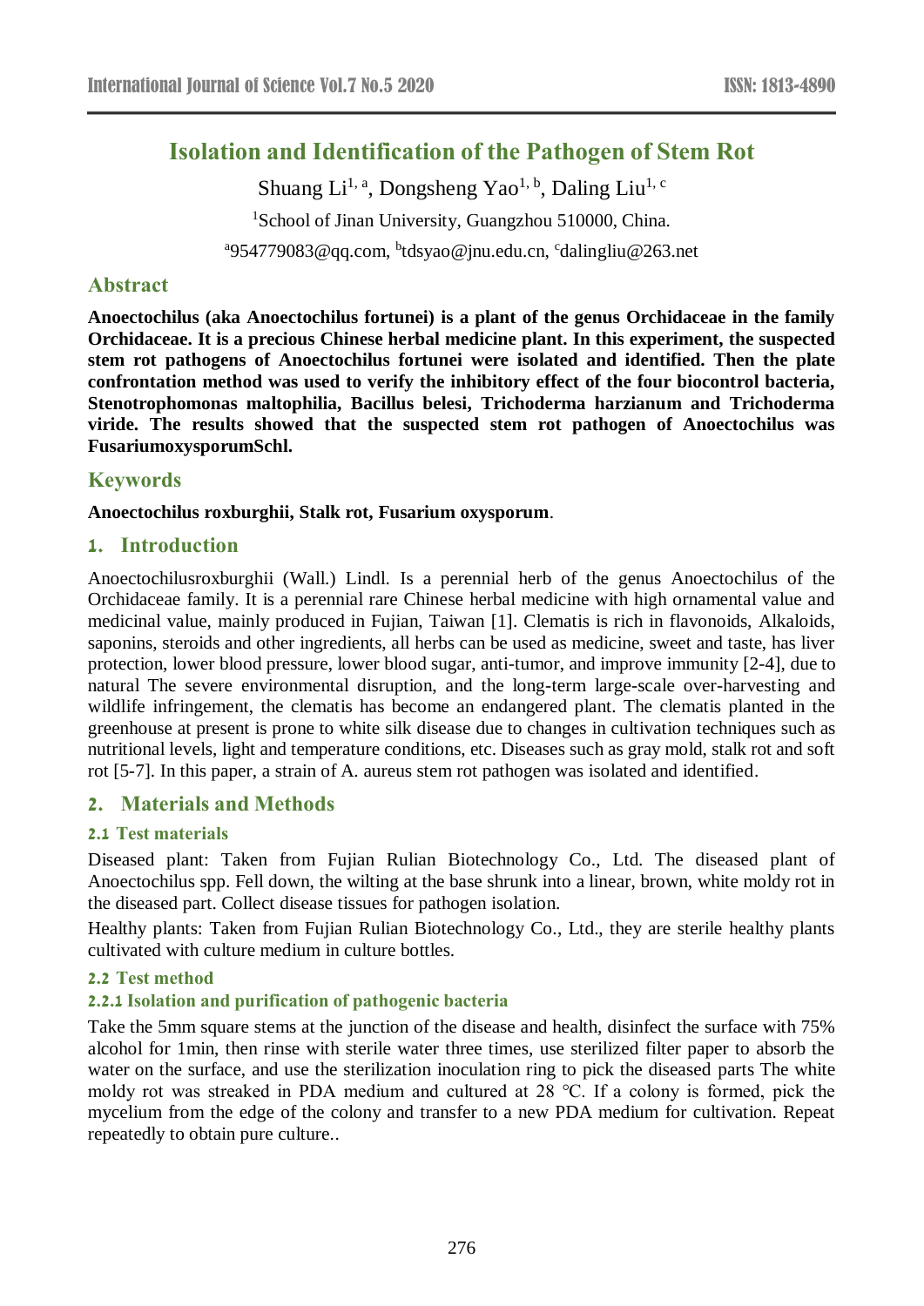# Isolation and Identification of the Pathogen of Stem Rot

Shuang Li[1, a], Dongsheng Yao[1, b], Daling Liu[1, c]

[1]School of Jinan University, Guangzhou 510000, China.

[a]954779083@qq.com, [b]tdsyao@jnu.edu.cn, [c]dalingliu@263.net

## Abstract

**Anoectochilus (aka Anoectochilus fortunei) is a plant of the genus Orchidaceae in the family Orchidaceae. It is a precious Chinese herbal medicine plant. In this experiment, the suspected stem rot pathogens of Anoectochilus fortunei were isolated and identified. Then the plate confrontation method was used to verify the inhibitory effect of the four biocontrol bacteria, Stenotrophomonas maltophilia, Bacillus belesi, Trichoderma harzianum and Trichoderma viride. The results showed that the suspected stem rot pathogen of Anoectochilus was FusariumoxysporumSchl.**

## Keywords

**Anoectochilus roxburghii, Stalk rot, Fusarium oxysporum**.

## 1. Introduction

Anoectochilusroxburghii (Wall.) Lindl. Is a perennial herb of the genus Anoectochilus of the Orchidaceae family. It is a perennial rare Chinese herbal medicine with high ornamental value and medicinal value, mainly produced in Fujian, Taiwan [1]. Clematis is rich in flavonoids, Alkaloids, saponins, steroids and other ingredients, all herbs can be used as medicine, sweet and taste, has liver protection, lower blood pressure, lower blood sugar, anti-tumor, and improve immunity [2-4], due to natural The severe environmental disruption, and the long-term large-scale over-harvesting and wildlife infringement, the clematis has become an endangered plant. The clematis planted in the greenhouse at present is prone to white silk disease due to changes in cultivation techniques such as nutritional levels, light and temperature conditions, etc. Diseases such as gray mold, stalk rot and soft rot [5-7]. In this paper, a strain of A. aureus stem rot pathogen was isolated and identified.

## 2. Materials and Methods

### 2.1 Test materials

Diseased plant: Taken from Fujian Rulian Biotechnology Co., Ltd. The diseased plant of Anoectochilus spp. Fell down, the wilting at the base shrunk into a linear, brown, white moldy rot in the diseased part. Collect disease tissues for pathogen isolation.

Healthy plants: Taken from Fujian Rulian Biotechnology Co., Ltd., they are sterile healthy plants cultivated with culture medium in culture bottles.

### 2.2 Test method

#### 2.2.1 Isolation and purification of pathogenic bacteria

Take the 5mm square stems at the junction of the disease and health, disinfect the surface with 75% alcohol for 1min, then rinse with sterile water three times, use sterilized filter paper to absorb the water on the surface, and use the sterilization inoculation ring to pick the diseased parts The white moldy rot was streaked in PDA medium and cultured at 28 ℃. If a colony is formed, pick the mycelium from the edge of the colony and transfer to a new PDA medium for cultivation. Repeat repeatedly to obtain pure culture..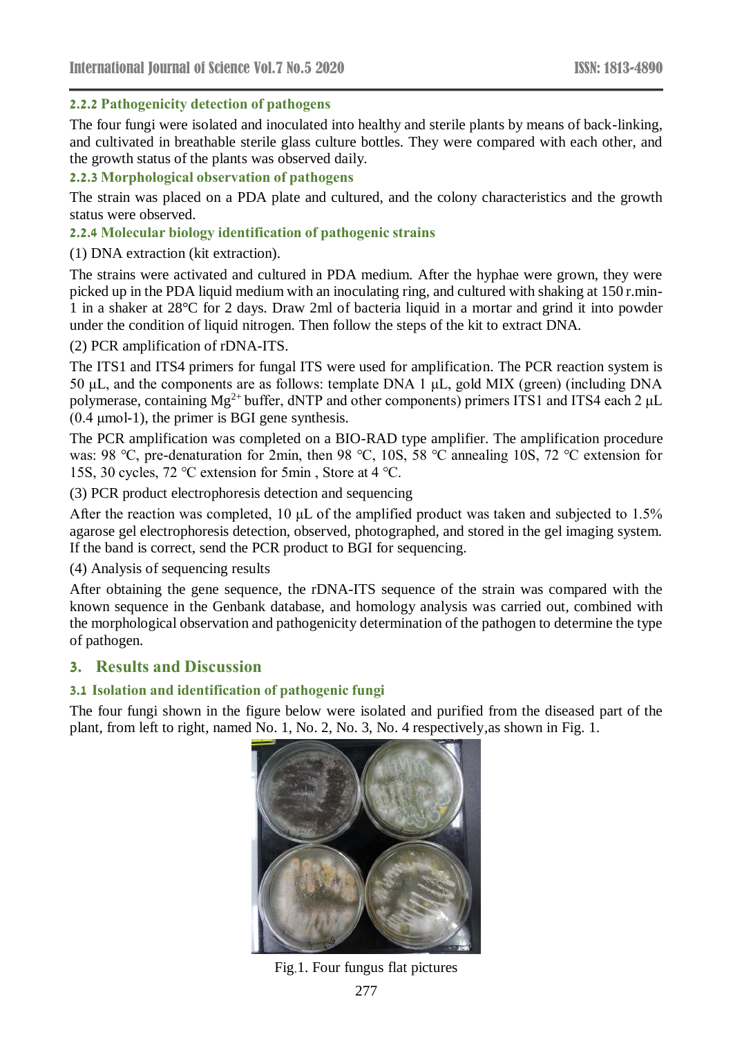### 2.2.2 Pathogenicity detection of pathogens

The four fungi were isolated and inoculated into healthy and sterile plants by means of back-linking, and cultivated in breathable sterile glass culture bottles. They were compared with each other, and the growth status of the plants was observed daily.

### 2.2.3 Morphological observation of pathogens

The strain was placed on a PDA plate and cultured, and the colony characteristics and the growth status were observed.

### 2.2.4 Molecular biology identification of pathogenic strains

(1) DNA extraction (kit extraction).

The strains were activated and cultured in PDA medium. After the hyphae were grown, they were picked up in the PDA liquid medium with an inoculating ring, and cultured with shaking at 150 r.min-1 in a shaker at 28°C for 2 days. Draw 2ml of bacteria liquid in a mortar and grind it into powder under the condition of liquid nitrogen. Then follow the steps of the kit to extract DNA.

(2) PCR amplification of rDNA-ITS.

The ITS1 and ITS4 primers for fungal ITS were used for amplification. The PCR reaction system is 50 μL, and the components are as follows: template DNA 1 μL, gold MIX (green) (including DNA polymerase, containing $Mg^{2+}$ buffer, dNTP and other components) primers ITS1 and ITS4 each 2 μL (0.4 μmol-1), the primer is BGI gene synthesis.

The PCR amplification was completed on a BIO-RAD type amplifier. The amplification procedure was: 98 ℃, pre-denaturation for 2min, then 98 ℃, 10S, 58 ℃ annealing 10S, 72 ℃ extension for 15S, 30 cycles, 72 ℃ extension for 5min , Store at 4 ℃.

(3) PCR product electrophoresis detection and sequencing

After the reaction was completed, 10 μL of the amplified product was taken and subjected to 1.5% agarose gel electrophoresis detection, observed, photographed, and stored in the gel imaging system. If the band is correct, send the PCR product to BGI for sequencing.

(4) Analysis of sequencing results

After obtaining the gene sequence, the rDNA-ITS sequence of the strain was compared with the known sequence in the Genbank database, and homology analysis was carried out, combined with the morphological observation and pathogenicity determination of the pathogen to determine the type of pathogen.

## 3. Results and Discussion

### 3.1 Isolation and identification of pathogenic fungi

The four fungi shown in the figure below were isolated and purified from the diseased part of the plant, from left to right, named No. 1, No. 2, No. 3, No. 4 respectively,as shown in Fig. 1.

Fig.1. Four fungus flat pictures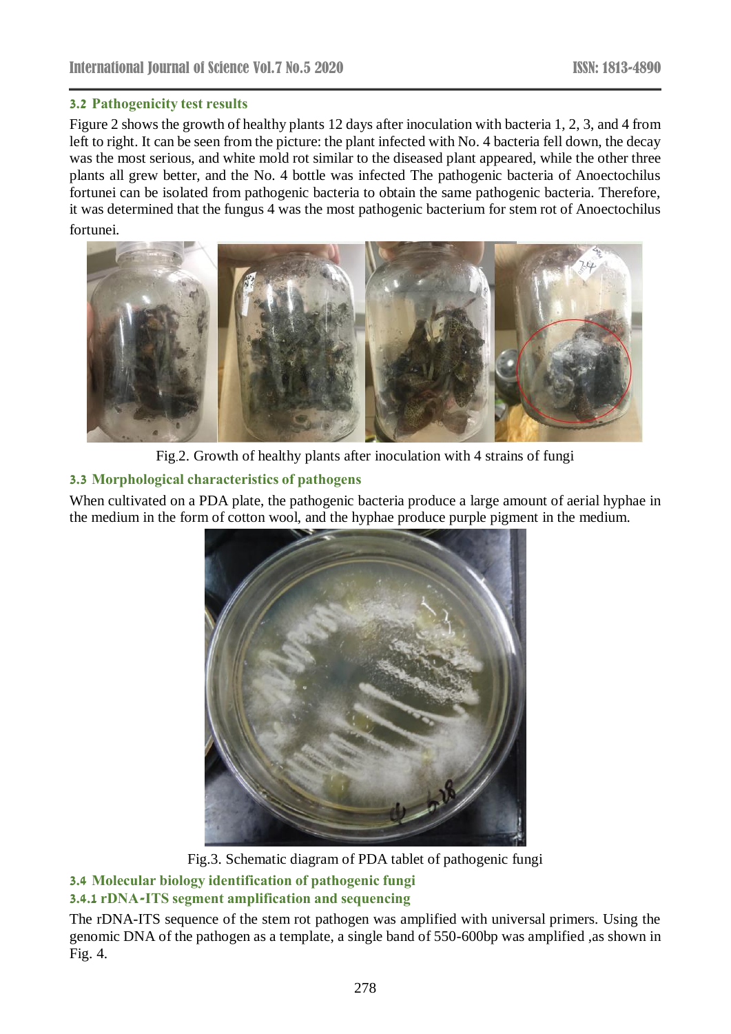### 3.2 Pathogenicity test results

Figure 2 shows the growth of healthy plants 12 days after inoculation with bacteria 1, 2, 3, and 4 from left to right. It can be seen from the picture: the plant infected with No. 4 bacteria fell down, the decay was the most serious, and white mold rot similar to the diseased plant appeared, while the other three plants all grew better, and the No. 4 bottle was infected The pathogenic bacteria of Anoectochilus fortunei can be isolated from pathogenic bacteria to obtain the same pathogenic bacteria. Therefore, it was determined that the fungus 4 was the most pathogenic bacterium for stem rot of Anoectochilus fortunei.

Fig.2. Growth of healthy plants after inoculation with 4 strains of fungi

### 3.3 Morphological characteristics of pathogens

When cultivated on a PDA plate, the pathogenic bacteria produce a large amount of aerial hyphae in the medium in the form of cotton wool, and the hyphae produce purple pigment in the medium.

Fig.3. Schematic diagram of PDA tablet of pathogenic fungi

### 3.4 Molecular biology identification of pathogenic fungi

#### 3.4.1 rDNA-ITS segment amplification and sequencing

The rDNA-ITS sequence of the stem rot pathogen was amplified with universal primers. Using the genomic DNA of the pathogen as a template, a single band of 550-600bp was amplified ,as shown in Fig. 4.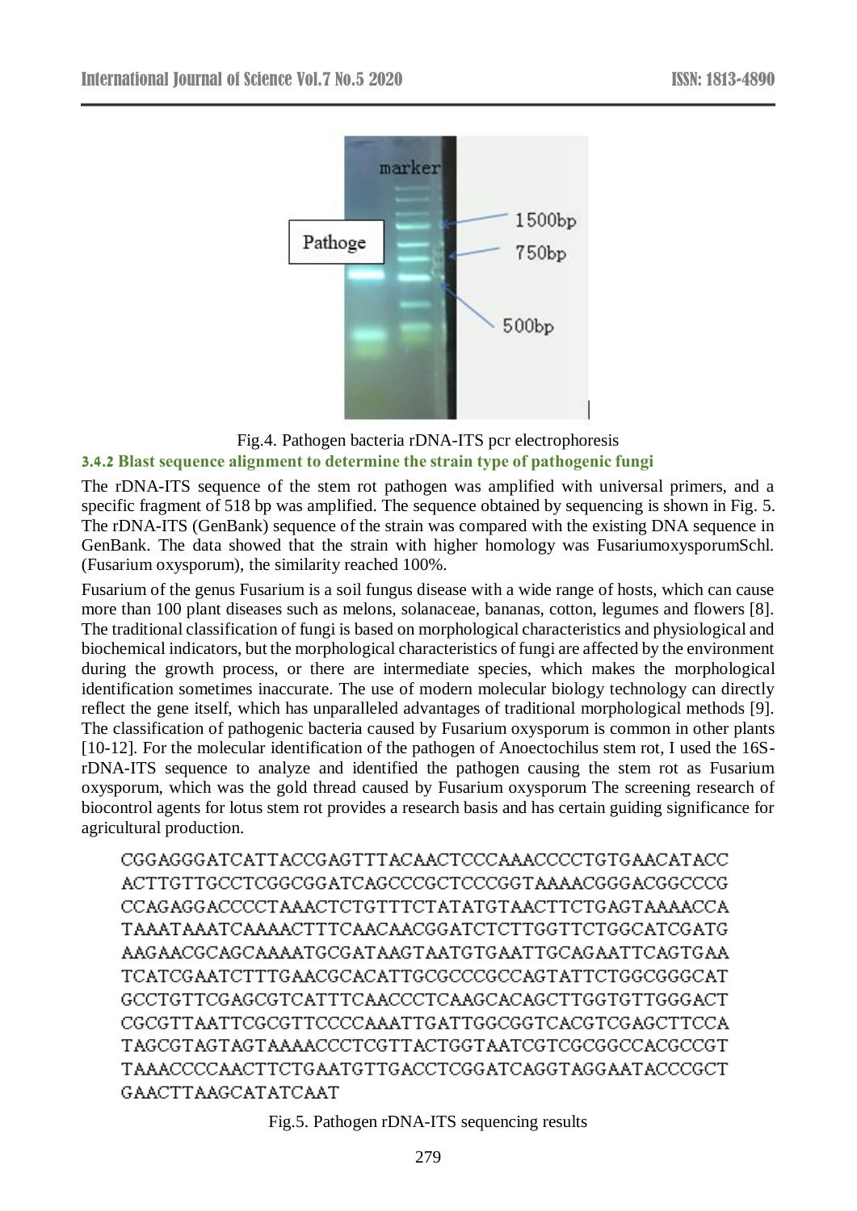Pathoge

marker

1500bp

750bp

500bp

Fig.4. Pathogen bacteria rDNA-ITS pcr electrophoresis

### 3.4.2 Blast sequence alignment to determine the strain type of pathogenic fungi

The rDNA-ITS sequence of the stem rot pathogen was amplified with universal primers, and a specific fragment of 518 bp was amplified. The sequence obtained by sequencing is shown in Fig. 5. The rDNA-ITS (GenBank) sequence of the strain was compared with the existing DNA sequence in GenBank. The data showed that the strain with higher homology was FusariumoxysporumSchl. (Fusarium oxysporum), the similarity reached 100%.

Fusarium of the genus Fusarium is a soil fungus disease with a wide range of hosts, which can cause more than 100 plant diseases such as melons, solanaceae, bananas, cotton, legumes and flowers [8]. The traditional classification of fungi is based on morphological characteristics and physiological and biochemical indicators, but the morphological characteristics of fungi are affected by the environment during the growth process, or there are intermediate species, which makes the morphological identification sometimes inaccurate. The use of modern molecular biology technology can directly reflect the gene itself, which has unparalleled advantages of traditional morphological methods [9]. The classification of pathogenic bacteria caused by Fusarium oxysporum is common in other plants [10-12]. For the molecular identification of the pathogen of Anoectochilus stem rot, I used the 16S-rDNA-ITS sequence to analyze and identified the pathogen causing the stem rot as Fusarium oxysporum, which was the gold thread caused by Fusarium oxysporum The screening research of biocontrol agents for lotus stem rot provides a research basis and has certain guiding significance for agricultural production.

```
CGGAGGGATCATTACCGAGTTTACAACTCCCAAACCCCTGTGAACATACC
ACTTGTTGCCTCGGCGGATCAGCCCGCTCCCGGTAAAACGGGACGGCCCG
CCAGAGGACCCCTAAACTCTGTTTCTATATGTAACTTCTGAGTAAAACCA
TAAATAAATCAAAACTTTCAACAACGGATCTCTTGGTTCTGGCATCGATG
AAGAACGCAGCAAAATGCGATAAGTAATGTGAATTGCAGAATTCAGTGAA
TCATCGAATCTTTGAACGCACATTGCGCCCGCCAGTATTCTGGCGGGCAT
GCCTGTTCGAGCGTCATTTCAACCCTCAAGCACAGCTTGGTGTTGGGACT
CGCGTTAATTCGCGTTCCCCAAATTGATTGGCGGTCACGTCGAGCTTCCA
TAGCGTAGTAGTAAAACCCTCGTTACTGGTAATCGTCGCGGCCACGCCGT
TAAACCCCAACTTCTGAATGTTGACCTCGGATCAGGTAGGAATACCCGCT
GAACTTAAGCATATCAAT
```

Fig.5. Pathogen rDNA-ITS sequencing results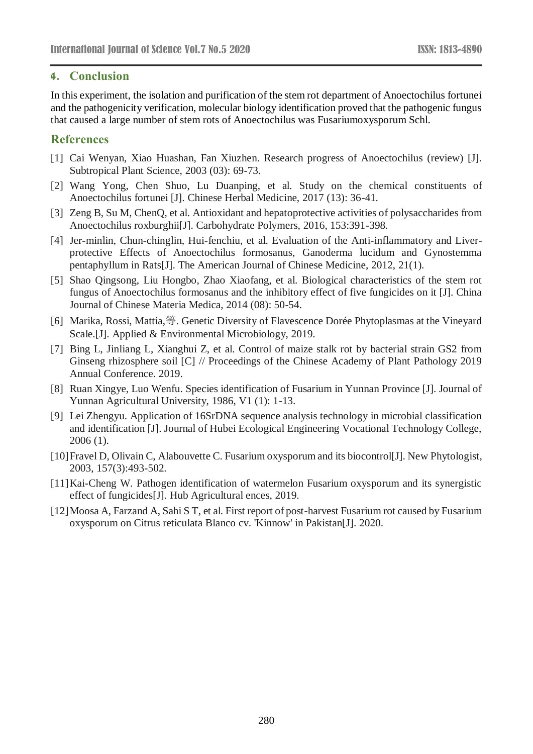## 4. Conclusion

In this experiment, the isolation and purification of the stem rot department of Anoectochilus fortunei and the pathogenicity verification, molecular biology identification proved that the pathogenic fungus that caused a large number of stem rots of Anoectochilus was Fusariumoxysporum Schl.

## References

[1] Cai Wenyan, Xiao Huashan, Fan Xiuzhen. Research progress of Anoectochilus (review) [J]. Subtropical Plant Science, 2003 (03): 69-73.

[2] Wang Yong, Chen Shuo, Lu Duanping, et al. Study on the chemical constituents of Anoectochilus fortunei [J]. Chinese Herbal Medicine, 2017 (13): 36-41.

[3] Zeng B, Su M, ChenQ, et al. Antioxidant and hepatoprotective activities of polysaccharides from Anoectochilus roxburghii[J]. Carbohydrate Polymers, 2016, 153:391-398.

[4] Jer-minlin, Chun-chinglin, Hui-fenchiu, et al. Evaluation of the Anti-inflammatory and Liver-protective Effects of Anoectochilus formosanus, Ganoderma lucidum and Gynostemma pentaphyllum in Rats[J]. The American Journal of Chinese Medicine, 2012, 21(1).

[5] Shao Qingsong, Liu Hongbo, Zhao Xiaofang, et al. Biological characteristics of the stem rot fungus of Anoectochilus formosanus and the inhibitory effect of five fungicides on it [J]. China Journal of Chinese Materia Medica, 2014 (08): 50-54.

[6] Marika, Rossi, Mattia,等. Genetic Diversity of Flavescence Dorée Phytoplasmas at the Vineyard Scale.[J]. Applied & Environmental Microbiology, 2019.

[7] Bing L, Jinliang L, Xianghui Z, et al. Control of maize stalk rot by bacterial strain GS2 from Ginseng rhizosphere soil [C] // Proceedings of the Chinese Academy of Plant Pathology 2019 Annual Conference. 2019.

[8] Ruan Xingye, Luo Wenfu. Species identification of Fusarium in Yunnan Province [J]. Journal of Yunnan Agricultural University, 1986, V1 (1): 1-13.

[9] Lei Zhengyu. Application of 16SrDNA sequence analysis technology in microbial classification and identification [J]. Journal of Hubei Ecological Engineering Vocational Technology College, 2006 (1).

[10] Fravel D, Olivain C, Alabouvette C. Fusarium oxysporum and its biocontrol[J]. New Phytologist, 2003, 157(3):493-502.

[11] Kai-Cheng W. Pathogen identification of watermelon Fusarium oxysporum and its synergistic effect of fungicides[J]. Hub Agricultural ences, 2019.

[12] Moosa A, Farzand A, Sahi S T, et al. First report of post-harvest Fusarium rot caused by Fusarium oxysporum on Citrus reticulata Blanco cv. 'Kinnow' in Pakistan[J]. 2020.